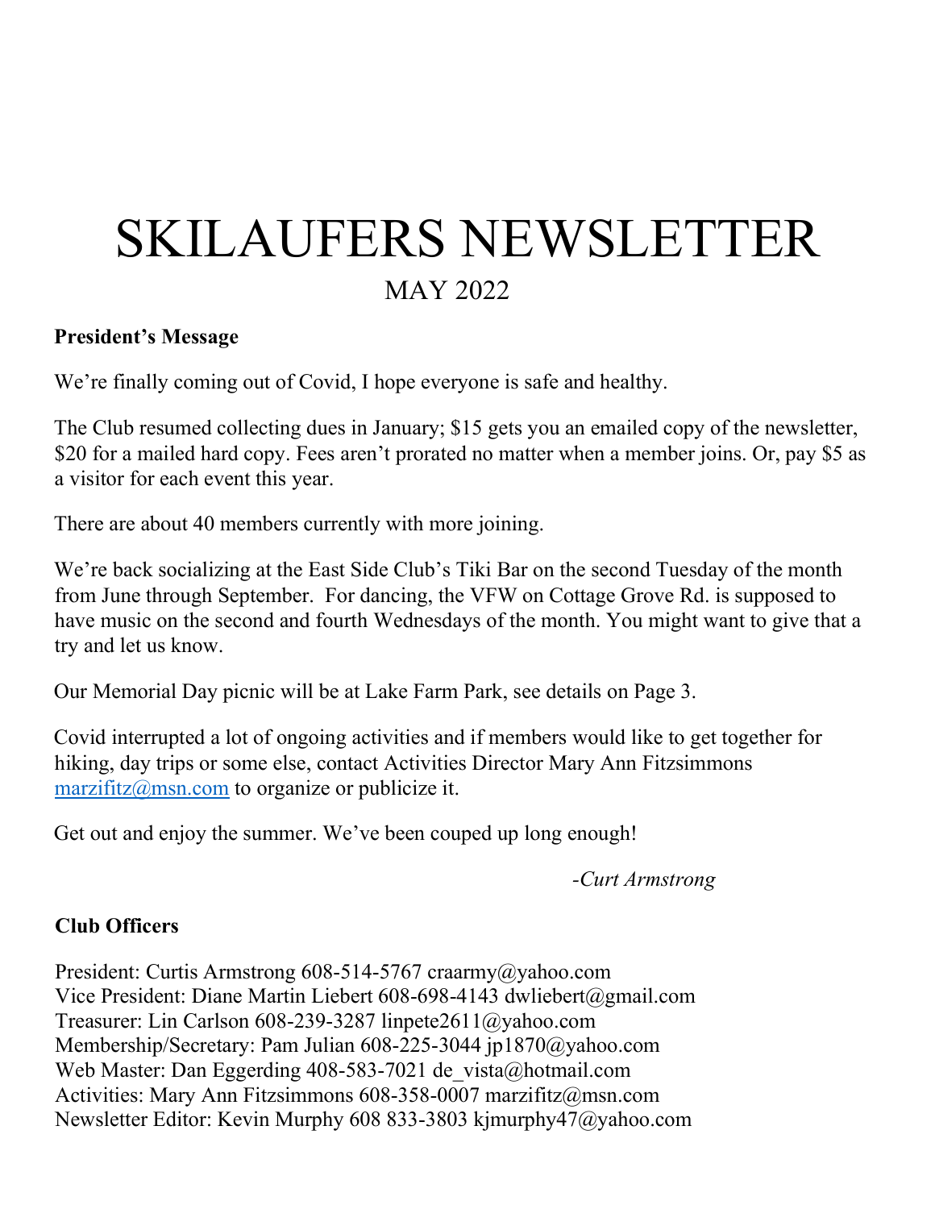# SKILAUFERS NEWSLETTER

## MAY 2022

**President's Message**

We're finally coming out of Covid, I hope everyone is safe and healthy.

The Club resumed collecting dues in January; $15 gets you an emailed copy of the newsletter, $20 for a mailed hard copy. Fees aren't prorated no matter when a member joins. Or, pay $5 as a visitor for each event this year.

There are about 40 members currently with more joining.

We're back socializing at the East Side Club's Tiki Bar on the second Tuesday of the month from June through September. For dancing, the VFW on Cottage Grove Rd. is supposed to have music on the second and fourth Wednesdays of the month. You might want to give that a try and let us know.

Our Memorial Day picnic will be at Lake Farm Park, see details on Page 3.

Covid interrupted a lot of ongoing activities and if members would like to get together for hiking, day trips or some else, contact Activities Director Mary Ann Fitzsimmons [marzifitz@msn.com](mailto:marzifitz@msn.com) to organize or publicize it.

Get out and enjoy the summer. We've been couped up long enough!

*-Curt Armstrong*

**Club Officers**

President: Curtis Armstrong 608-514-5767 craarmy@yahoo.com
Vice President: Diane Martin Liebert 608-698-4143 dwliebert@gmail.com
Treasurer: Lin Carlson 608-239-3287 linpete2611@yahoo.com
Membership/Secretary: Pam Julian 608-225-3044 jp1870@yahoo.com
Web Master: Dan Eggerding 408-583-7021 de_vista@hotmail.com
Activities: Mary Ann Fitzsimmons 608-358-0007 marzifitz@msn.com
Newsletter Editor: Kevin Murphy 608 833-3803 kjmurphy47@yahoo.com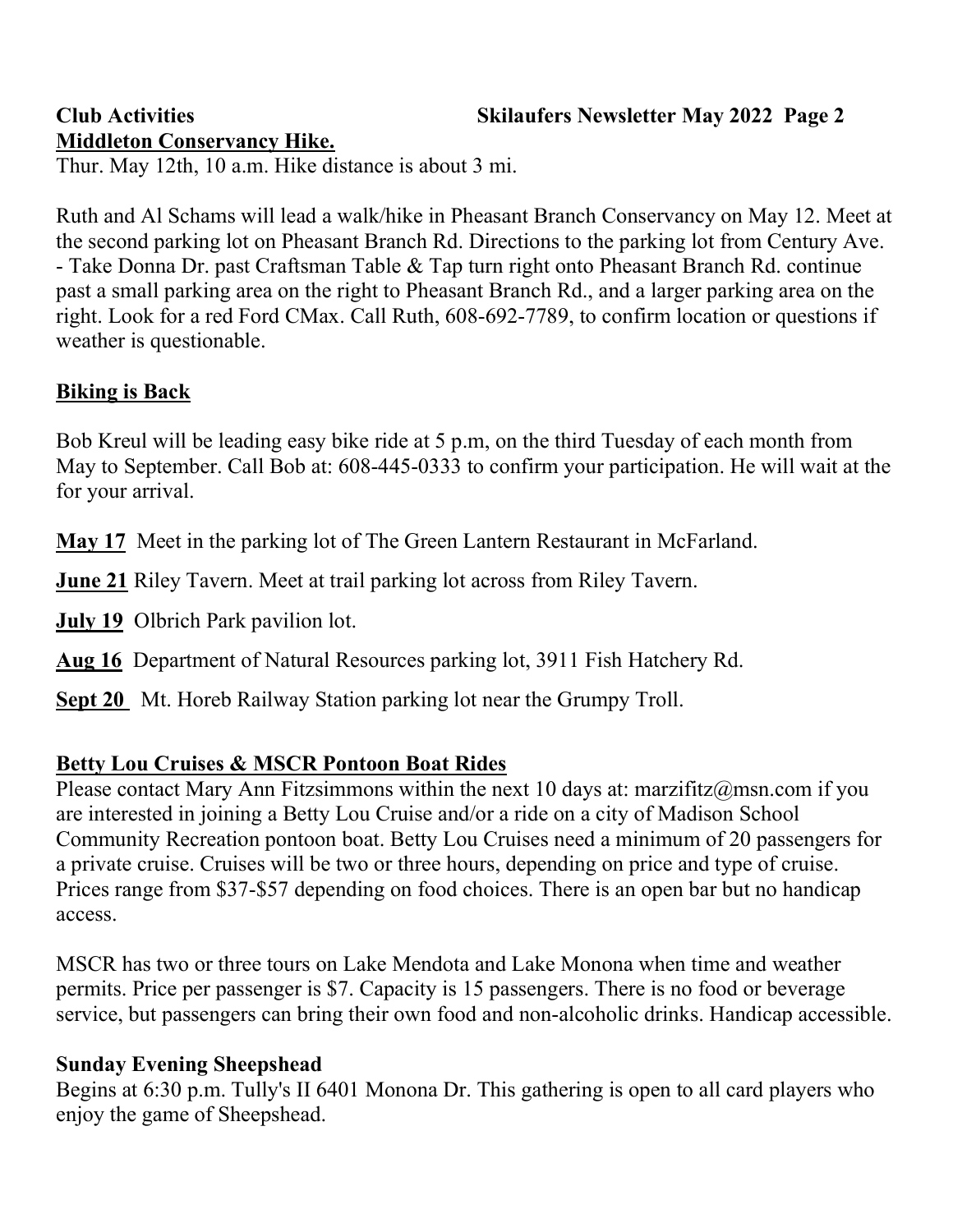**Club Activities**

## Middleton Conservancy Hike.

Thur. May 12th, 10 a.m. Hike distance is about 3 mi.

Ruth and Al Schams will lead a walk/hike in Pheasant Branch Conservancy on May 12. Meet at the second parking lot on Pheasant Branch Rd. Directions to the parking lot from Century Ave. - Take Donna Dr. past Craftsman Table & Tap turn right onto Pheasant Branch Rd. continue past a small parking area on the right to Pheasant Branch Rd., and a larger parking area on the right. Look for a red Ford CMax. Call Ruth, 608-692-7789, to confirm location or questions if weather is questionable.

## Biking is Back

Bob Kreul will be leading easy bike ride at 5 p.m, on the third Tuesday of each month from May to September. Call Bob at: 608-445-0333 to confirm your participation. He will wait at the for your arrival.

**May 17** Meet in the parking lot of The Green Lantern Restaurant in McFarland.

**June 21** Riley Tavern. Meet at trail parking lot across from Riley Tavern.

**July 19** Olbrich Park pavilion lot.

**Aug 16** Department of Natural Resources parking lot, 3911 Fish Hatchery Rd.

**Sept 20** Mt. Horeb Railway Station parking lot near the Grumpy Troll.

## Betty Lou Cruises & MSCR Pontoon Boat Rides

Please contact Mary Ann Fitzsimmons within the next 10 days at: marzifitz@msn.com if you are interested in joining a Betty Lou Cruise and/or a ride on a city of Madison School Community Recreation pontoon boat. Betty Lou Cruises need a minimum of 20 passengers for a private cruise. Cruises will be two or three hours, depending on price and type of cruise. Prices range from $37-$57 depending on food choices. There is an open bar but no handicap access.

MSCR has two or three tours on Lake Mendota and Lake Monona when time and weather permits. Price per passenger is $7. Capacity is 15 passengers. There is no food or beverage service, but passengers can bring their own food and non-alcoholic drinks. Handicap accessible.

## Sunday Evening Sheepshead

Begins at 6:30 p.m. Tully's II 6401 Monona Dr. This gathering is open to all card players who enjoy the game of Sheepshead.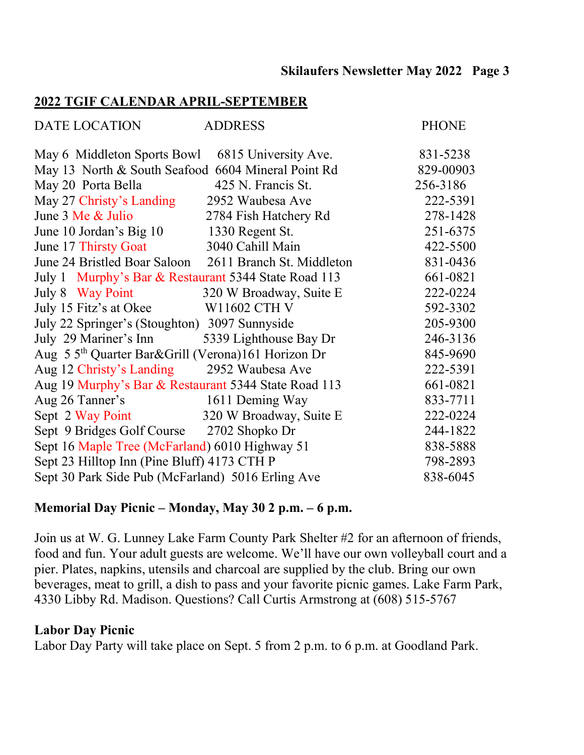## 2022 TGIF CALENDAR APRIL-SEPTEMBER

| DATE | LOCATION | ADDRESS | PHONE |
|---|---|---|---|
| May 6 | Middleton Sports Bowl | 6815 University Ave. | 831-5238 |
| May 13 | North & South Seafood | 6604 Mineral Point Rd | 829-00903 |
| May 20 | Porta Bella | 425 N. Francis St. | 256-3186 |
| May 27 | Christy's Landing | 2952 Waubesa Ave | 222-5391 |
| June 3 | Me & Julio | 2784 Fish Hatchery Rd | 278-1428 |
| June 10 | Jordan's Big 10 | 1330 Regent St. | 251-6375 |
| June 17 | Thirsty Goat | 3040 Cahill Main | 422-5500 |
| June 24 | Bristled Boar Saloon | 2611 Branch St. Middleton | 831-0436 |
| July 1 | Murphy's Bar & Restaurant | 5344 State Road 113 | 661-0821 |
| July 8 | Way Point | 320 W Broadway, Suite E | 222-0224 |
| July 15 | Fitz's at Okee | W11602 CTH V | 592-3302 |
| July 22 | Springer's (Stoughton) | 3097 Sunnyside | 205-9300 |
| July 29 | Mariner's Inn | 5339 Lighthouse Bay Dr | 246-3136 |
| Aug 5 | 5th Quarter Bar&Grill (Verona) | 161 Horizon Dr | 845-9690 |
| Aug 12 | Christy's Landing | 2952 Waubesa Ave | 222-5391 |
| Aug 19 | Murphy's Bar & Restaurant | 5344 State Road 113 | 661-0821 |
| Aug 26 | Tanner's | 1611 Deming Way | 833-7711 |
| Sept 2 | Way Point | 320 W Broadway, Suite E | 222-0224 |
| Sept 9 | Bridges Golf Course | 2702 Shopko Dr | 244-1822 |
| Sept 16 | Maple Tree (McFarland) | 6010 Highway 51 | 838-5888 |
| Sept 23 | Hilltop Inn (Pine Bluff) | 4173 CTH P | 798-2893 |
| Sept 30 | Park Side Pub (McFarland) | 5016 Erling Ave | 838-6045 |

**Memorial Day Picnic – Monday, May 30 2 p.m. – 6 p.m.**

Join us at W. G. Lunney Lake Farm County Park Shelter #2 for an afternoon of friends, food and fun. Your adult guests are welcome. We'll have our own volleyball court and a pier. Plates, napkins, utensils and charcoal are supplied by the club. Bring our own beverages, meat to grill, a dish to pass and your favorite picnic games. Lake Farm Park, 4330 Libby Rd. Madison. Questions? Call Curtis Armstrong at (608) 515-5767

**Labor Day Picnic**

Labor Day Party will take place on Sept. 5 from 2 p.m. to 6 p.m. at Goodland Park.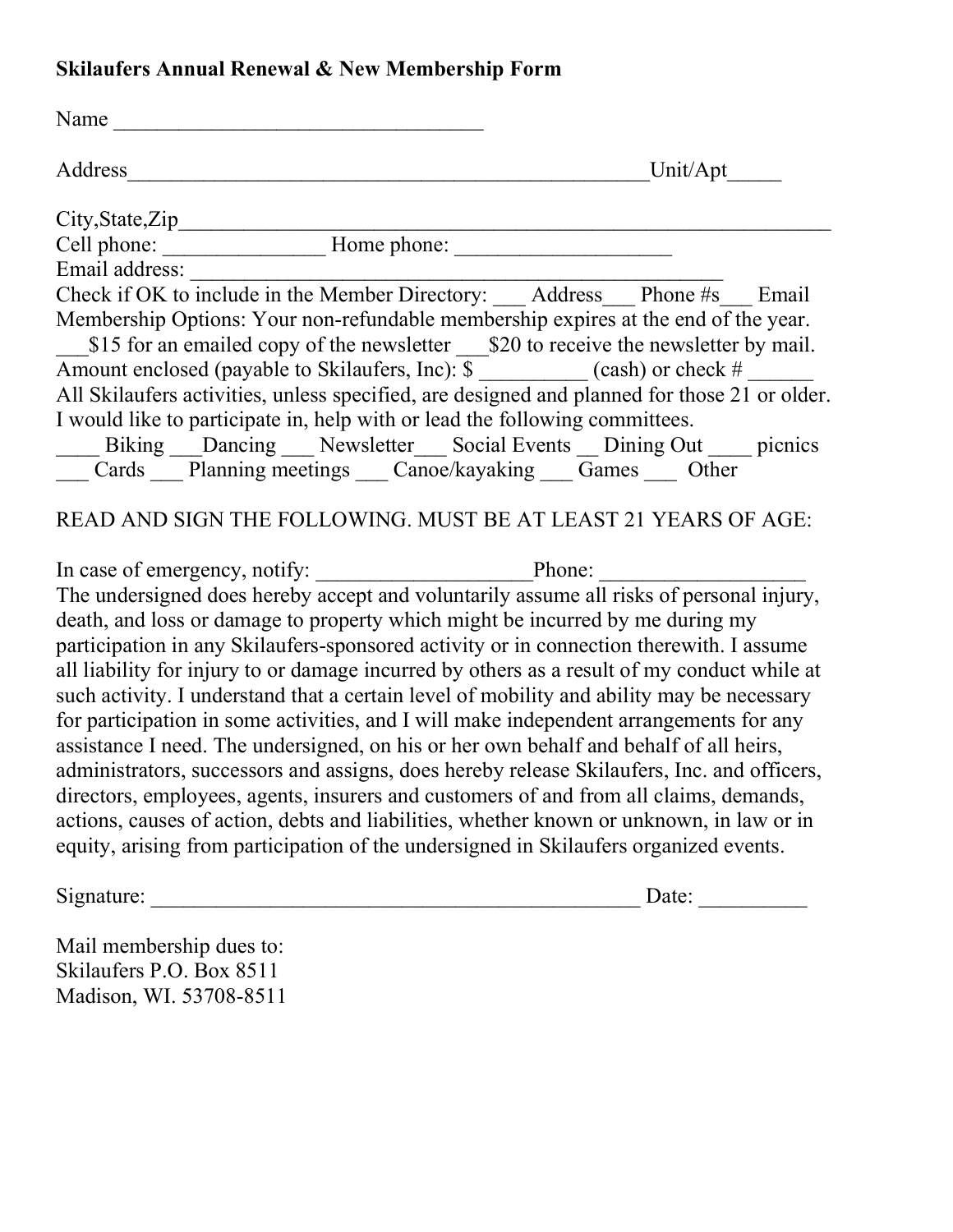**Skilaufers Annual Renewal & New Membership Form**

Name ___________________________________

Address__________________________________________________Unit/Apt_____

City,State,Zip______________________________________________________________
Cell phone: _______________ Home phone: ____________________
Email address: __________________________________________________
Check if OK to include in the Member Directory: ___ Address___ Phone #s___ Email
Membership Options: Your non-refundable membership expires at the end of the year.
___$15 for an emailed copy of the newsletter ___$20 to receive the newsletter by mail.
Amount enclosed (payable to Skilaufers, Inc): $ __________ (cash) or check # ______
All Skilaufers activities, unless specified, are designed and planned for those 21 or older.
I would like to participate in, help with or lead the following committees.
____ Biking ___Dancing ___ Newsletter___ Social Events __ Dining Out ____ picnics
___ Cards ___ Planning meetings ___ Canoe/kayaking ___ Games ___ Other

READ AND SIGN THE FOLLOWING. MUST BE AT LEAST 21 YEARS OF AGE:

In case of emergency, notify: ____________________Phone: ___________________
The undersigned does hereby accept and voluntarily assume all risks of personal injury, death, and loss or damage to property which might be incurred by me during my participation in any Skilaufers-sponsored activity or in connection therewith. I assume all liability for injury to or damage incurred by others as a result of my conduct while at such activity. I understand that a certain level of mobility and ability may be necessary for participation in some activities, and I will make independent arrangements for any assistance I need. The undersigned, on his or her own behalf and behalf of all heirs, administrators, successors and assigns, does hereby release Skilaufers, Inc. and officers, directors, employees, agents, insurers and customers of and from all claims, demands, actions, causes of action, debts and liabilities, whether known or unknown, in law or in equity, arising from participation of the undersigned in Skilaufers organized events.

Signature: _______________________________________________ Date: __________

Mail membership dues to:
Skilaufers P.O. Box 8511
Madison, WI. 53708-8511